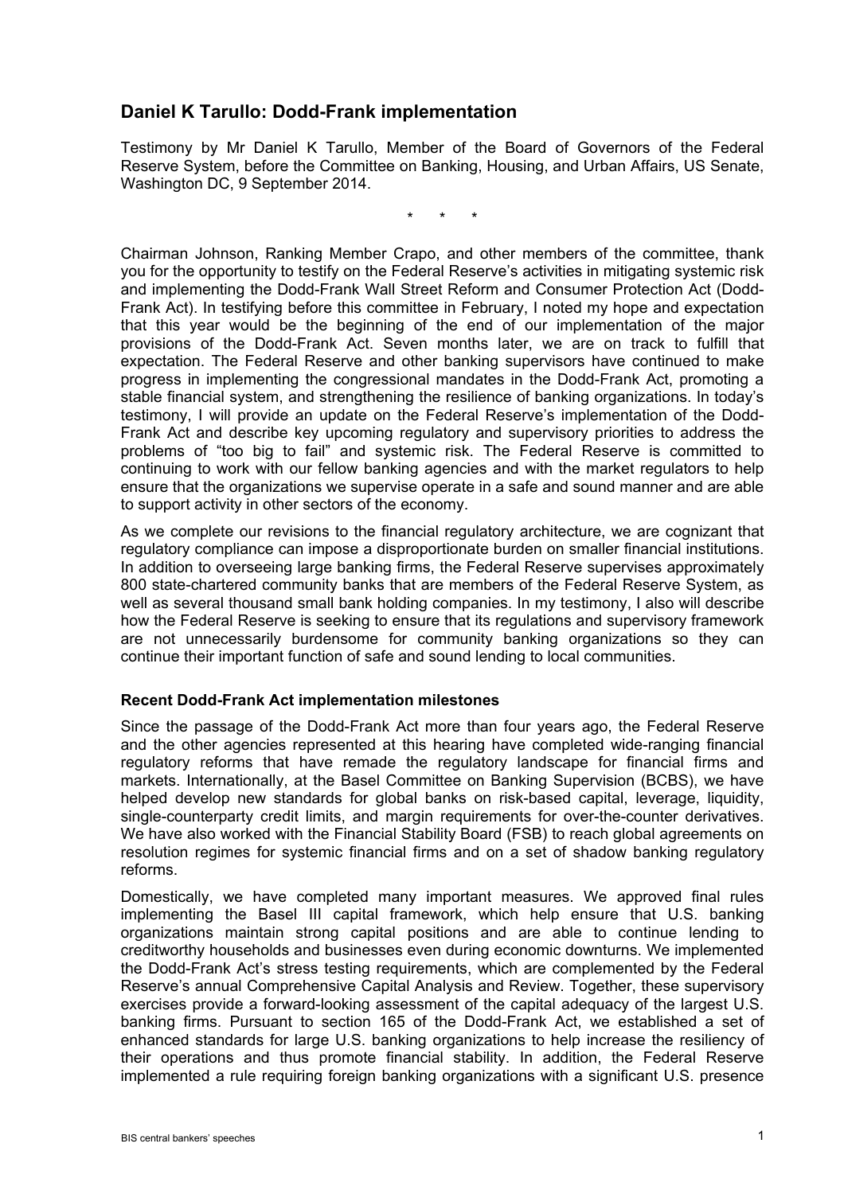## Daniel K Tarullo: Dodd-Frank implementation

Testimony by Mr Daniel K Tarullo, Member of the Board of Governors of the Federal Reserve System, before the Committee on Banking, Housing, and Urban Affairs, US Senate, Washington DC, 9 September 2014.

\* \* \*

Chairman Johnson, Ranking Member Crapo, and other members of the committee, thank you for the opportunity to testify on the Federal Reserve's activities in mitigating systemic risk and implementing the Dodd-Frank Wall Street Reform and Consumer Protection Act (Dodd-Frank Act). In testifying before this committee in February, I noted my hope and expectation that this year would be the beginning of the end of our implementation of the major provisions of the Dodd-Frank Act. Seven months later, we are on track to fulfill that expectation. The Federal Reserve and other banking supervisors have continued to make progress in implementing the congressional mandates in the Dodd-Frank Act, promoting a stable financial system, and strengthening the resilience of banking organizations. In today's testimony, I will provide an update on the Federal Reserve's implementation of the Dodd-Frank Act and describe key upcoming regulatory and supervisory priorities to address the problems of "too big to fail" and systemic risk. The Federal Reserve is committed to continuing to work with our fellow banking agencies and with the market regulators to help ensure that the organizations we supervise operate in a safe and sound manner and are able to support activity in other sectors of the economy.

As we complete our revisions to the financial regulatory architecture, we are cognizant that regulatory compliance can impose a disproportionate burden on smaller financial institutions. In addition to overseeing large banking firms, the Federal Reserve supervises approximately 800 state-chartered community banks that are members of the Federal Reserve System, as well as several thousand small bank holding companies. In my testimony, I also will describe how the Federal Reserve is seeking to ensure that its regulations and supervisory framework are not unnecessarily burdensome for community banking organizations so they can continue their important function of safe and sound lending to local communities.

### Recent Dodd-Frank Act implementation milestones

Since the passage of the Dodd-Frank Act more than four years ago, the Federal Reserve and the other agencies represented at this hearing have completed wide-ranging financial regulatory reforms that have remade the regulatory landscape for financial firms and markets. Internationally, at the Basel Committee on Banking Supervision (BCBS), we have helped develop new standards for global banks on risk-based capital, leverage, liquidity, single-counterparty credit limits, and margin requirements for over-the-counter derivatives. We have also worked with the Financial Stability Board (FSB) to reach global agreements on resolution regimes for systemic financial firms and on a set of shadow banking regulatory reforms.

Domestically, we have completed many important measures. We approved final rules implementing the Basel III capital framework, which help ensure that U.S. banking organizations maintain strong capital positions and are able to continue lending to creditworthy households and businesses even during economic downturns. We implemented the Dodd-Frank Act's stress testing requirements, which are complemented by the Federal Reserve's annual Comprehensive Capital Analysis and Review. Together, these supervisory exercises provide a forward-looking assessment of the capital adequacy of the largest U.S. banking firms. Pursuant to section 165 of the Dodd-Frank Act, we established a set of enhanced standards for large U.S. banking organizations to help increase the resiliency of their operations and thus promote financial stability. In addition, the Federal Reserve implemented a rule requiring foreign banking organizations with a significant U.S. presence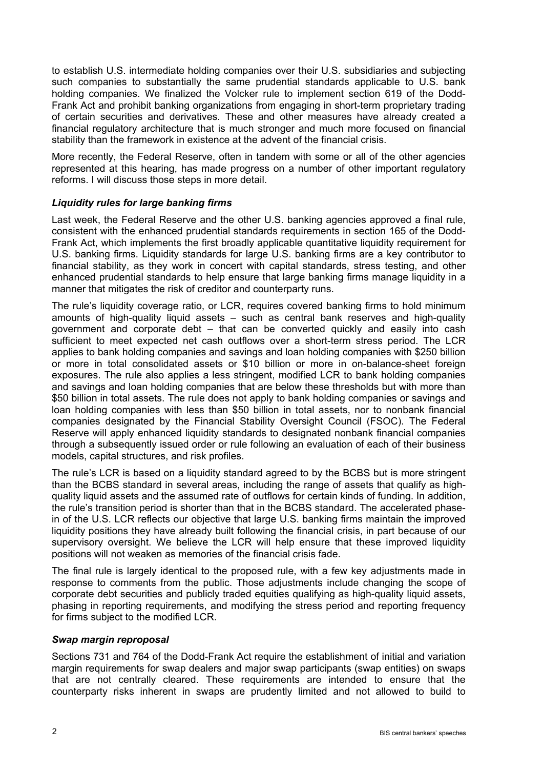to establish U.S. intermediate holding companies over their U.S. subsidiaries and subjecting such companies to substantially the same prudential standards applicable to U.S. bank holding companies. We finalized the Volcker rule to implement section 619 of the Dodd-Frank Act and prohibit banking organizations from engaging in short-term proprietary trading of certain securities and derivatives. These and other measures have already created a financial regulatory architecture that is much stronger and much more focused on financial stability than the framework in existence at the advent of the financial crisis.

More recently, the Federal Reserve, often in tandem with some or all of the other agencies represented at this hearing, has made progress on a number of other important regulatory reforms. I will discuss those steps in more detail.

### *Liquidity rules for large banking firms*

Last week, the Federal Reserve and the other U.S. banking agencies approved a final rule, consistent with the enhanced prudential standards requirements in section 165 of the Dodd-Frank Act, which implements the first broadly applicable quantitative liquidity requirement for U.S. banking firms. Liquidity standards for large U.S. banking firms are a key contributor to financial stability, as they work in concert with capital standards, stress testing, and other enhanced prudential standards to help ensure that large banking firms manage liquidity in a manner that mitigates the risk of creditor and counterparty runs.

The rule's liquidity coverage ratio, or LCR, requires covered banking firms to hold minimum amounts of high-quality liquid assets – such as central bank reserves and high-quality government and corporate debt – that can be converted quickly and easily into cash sufficient to meet expected net cash outflows over a short-term stress period. The LCR applies to bank holding companies and savings and loan holding companies with $250 billion or more in total consolidated assets or $10 billion or more in on-balance-sheet foreign exposures. The rule also applies a less stringent, modified LCR to bank holding companies and savings and loan holding companies that are below these thresholds but with more than $50 billion in total assets. The rule does not apply to bank holding companies or savings and loan holding companies with less than $50 billion in total assets, nor to nonbank financial companies designated by the Financial Stability Oversight Council (FSOC). The Federal Reserve will apply enhanced liquidity standards to designated nonbank financial companies through a subsequently issued order or rule following an evaluation of each of their business models, capital structures, and risk profiles.

The rule's LCR is based on a liquidity standard agreed to by the BCBS but is more stringent than the BCBS standard in several areas, including the range of assets that qualify as high-quality liquid assets and the assumed rate of outflows for certain kinds of funding. In addition, the rule's transition period is shorter than that in the BCBS standard. The accelerated phase-in of the U.S. LCR reflects our objective that large U.S. banking firms maintain the improved liquidity positions they have already built following the financial crisis, in part because of our supervisory oversight. We believe the LCR will help ensure that these improved liquidity positions will not weaken as memories of the financial crisis fade.

The final rule is largely identical to the proposed rule, with a few key adjustments made in response to comments from the public. Those adjustments include changing the scope of corporate debt securities and publicly traded equities qualifying as high-quality liquid assets, phasing in reporting requirements, and modifying the stress period and reporting frequency for firms subject to the modified LCR.

### *Swap margin reproposal*

Sections 731 and 764 of the Dodd-Frank Act require the establishment of initial and variation margin requirements for swap dealers and major swap participants (swap entities) on swaps that are not centrally cleared. These requirements are intended to ensure that the counterparty risks inherent in swaps are prudently limited and not allowed to build to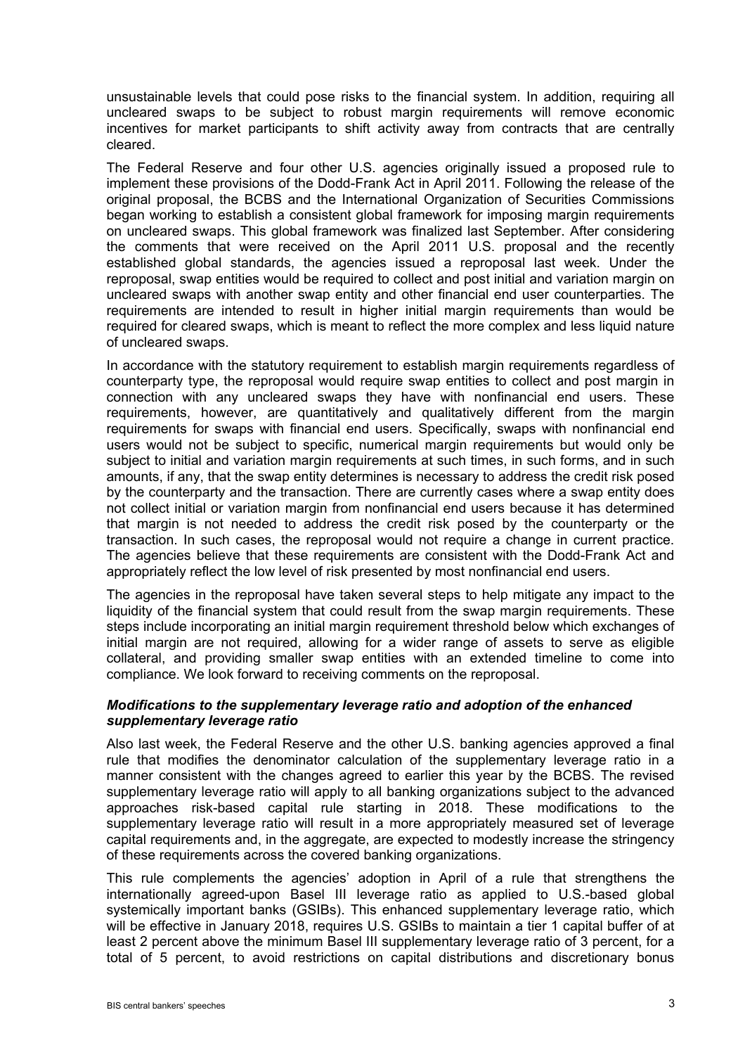unsustainable levels that could pose risks to the financial system. In addition, requiring all uncleared swaps to be subject to robust margin requirements will remove economic incentives for market participants to shift activity away from contracts that are centrally cleared.

The Federal Reserve and four other U.S. agencies originally issued a proposed rule to implement these provisions of the Dodd-Frank Act in April 2011. Following the release of the original proposal, the BCBS and the International Organization of Securities Commissions began working to establish a consistent global framework for imposing margin requirements on uncleared swaps. This global framework was finalized last September. After considering the comments that were received on the April 2011 U.S. proposal and the recently established global standards, the agencies issued a reproposal last week. Under the reproposal, swap entities would be required to collect and post initial and variation margin on uncleared swaps with another swap entity and other financial end user counterparties. The requirements are intended to result in higher initial margin requirements than would be required for cleared swaps, which is meant to reflect the more complex and less liquid nature of uncleared swaps.

In accordance with the statutory requirement to establish margin requirements regardless of counterparty type, the reproposal would require swap entities to collect and post margin in connection with any uncleared swaps they have with nonfinancial end users. These requirements, however, are quantitatively and qualitatively different from the margin requirements for swaps with financial end users. Specifically, swaps with nonfinancial end users would not be subject to specific, numerical margin requirements but would only be subject to initial and variation margin requirements at such times, in such forms, and in such amounts, if any, that the swap entity determines is necessary to address the credit risk posed by the counterparty and the transaction. There are currently cases where a swap entity does not collect initial or variation margin from nonfinancial end users because it has determined that margin is not needed to address the credit risk posed by the counterparty or the transaction. In such cases, the reproposal would not require a change in current practice. The agencies believe that these requirements are consistent with the Dodd-Frank Act and appropriately reflect the low level of risk presented by most nonfinancial end users.

The agencies in the reproposal have taken several steps to help mitigate any impact to the liquidity of the financial system that could result from the swap margin requirements. These steps include incorporating an initial margin requirement threshold below which exchanges of initial margin are not required, allowing for a wider range of assets to serve as eligible collateral, and providing smaller swap entities with an extended timeline to come into compliance. We look forward to receiving comments on the reproposal.

### *Modifications to the supplementary leverage ratio and adoption of the enhanced supplementary leverage ratio*

Also last week, the Federal Reserve and the other U.S. banking agencies approved a final rule that modifies the denominator calculation of the supplementary leverage ratio in a manner consistent with the changes agreed to earlier this year by the BCBS. The revised supplementary leverage ratio will apply to all banking organizations subject to the advanced approaches risk-based capital rule starting in 2018. These modifications to the supplementary leverage ratio will result in a more appropriately measured set of leverage capital requirements and, in the aggregate, are expected to modestly increase the stringency of these requirements across the covered banking organizations.

This rule complements the agencies' adoption in April of a rule that strengthens the internationally agreed-upon Basel III leverage ratio as applied to U.S.-based global systemically important banks (GSIBs). This enhanced supplementary leverage ratio, which will be effective in January 2018, requires U.S. GSIBs to maintain a tier 1 capital buffer of at least 2 percent above the minimum Basel III supplementary leverage ratio of 3 percent, for a total of 5 percent, to avoid restrictions on capital distributions and discretionary bonus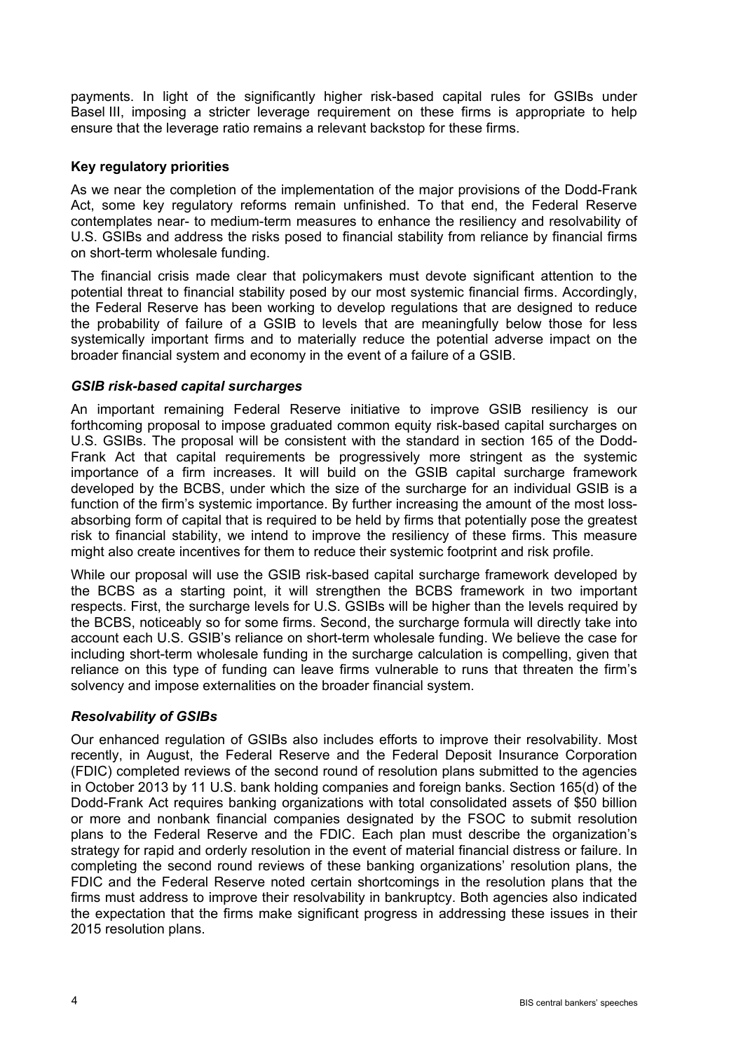payments. In light of the significantly higher risk-based capital rules for GSIBs under Basel III, imposing a stricter leverage requirement on these firms is appropriate to help ensure that the leverage ratio remains a relevant backstop for these firms.

## Key regulatory priorities

As we near the completion of the implementation of the major provisions of the Dodd-Frank Act, some key regulatory reforms remain unfinished. To that end, the Federal Reserve contemplates near- to medium-term measures to enhance the resiliency and resolvability of U.S. GSIBs and address the risks posed to financial stability from reliance by financial firms on short-term wholesale funding.

The financial crisis made clear that policymakers must devote significant attention to the potential threat to financial stability posed by our most systemic financial firms. Accordingly, the Federal Reserve has been working to develop regulations that are designed to reduce the probability of failure of a GSIB to levels that are meaningfully below those for less systemically important firms and to materially reduce the potential adverse impact on the broader financial system and economy in the event of a failure of a GSIB.

### *GSIB risk-based capital surcharges*

An important remaining Federal Reserve initiative to improve GSIB resiliency is our forthcoming proposal to impose graduated common equity risk-based capital surcharges on U.S. GSIBs. The proposal will be consistent with the standard in section 165 of the Dodd-Frank Act that capital requirements be progressively more stringent as the systemic importance of a firm increases. It will build on the GSIB capital surcharge framework developed by the BCBS, under which the size of the surcharge for an individual GSIB is a function of the firm's systemic importance. By further increasing the amount of the most loss-absorbing form of capital that is required to be held by firms that potentially pose the greatest risk to financial stability, we intend to improve the resiliency of these firms. This measure might also create incentives for them to reduce their systemic footprint and risk profile.

While our proposal will use the GSIB risk-based capital surcharge framework developed by the BCBS as a starting point, it will strengthen the BCBS framework in two important respects. First, the surcharge levels for U.S. GSIBs will be higher than the levels required by the BCBS, noticeably so for some firms. Second, the surcharge formula will directly take into account each U.S. GSIB's reliance on short-term wholesale funding. We believe the case for including short-term wholesale funding in the surcharge calculation is compelling, given that reliance on this type of funding can leave firms vulnerable to runs that threaten the firm's solvency and impose externalities on the broader financial system.

### *Resolvability of GSIBs*

Our enhanced regulation of GSIBs also includes efforts to improve their resolvability. Most recently, in August, the Federal Reserve and the Federal Deposit Insurance Corporation (FDIC) completed reviews of the second round of resolution plans submitted to the agencies in October 2013 by 11 U.S. bank holding companies and foreign banks. Section 165(d) of the Dodd-Frank Act requires banking organizations with total consolidated assets of $50 billion or more and nonbank financial companies designated by the FSOC to submit resolution plans to the Federal Reserve and the FDIC. Each plan must describe the organization's strategy for rapid and orderly resolution in the event of material financial distress or failure. In completing the second round reviews of these banking organizations' resolution plans, the FDIC and the Federal Reserve noted certain shortcomings in the resolution plans that the firms must address to improve their resolvability in bankruptcy. Both agencies also indicated the expectation that the firms make significant progress in addressing these issues in their 2015 resolution plans.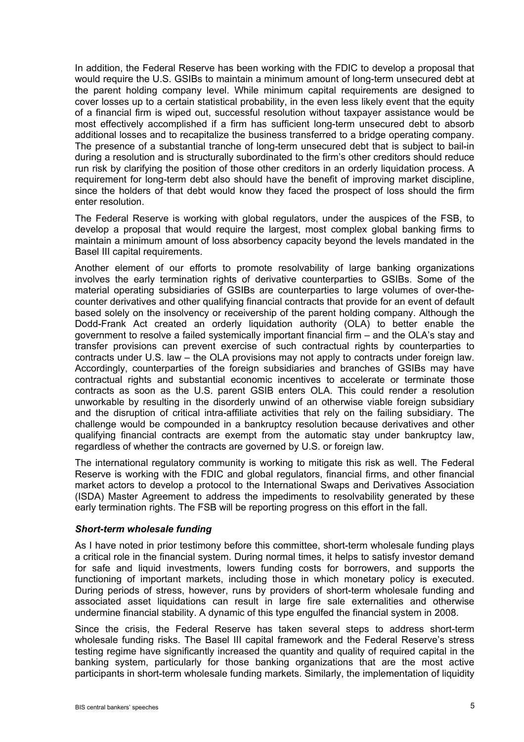In addition, the Federal Reserve has been working with the FDIC to develop a proposal that would require the U.S. GSIBs to maintain a minimum amount of long-term unsecured debt at the parent holding company level. While minimum capital requirements are designed to cover losses up to a certain statistical probability, in the even less likely event that the equity of a financial firm is wiped out, successful resolution without taxpayer assistance would be most effectively accomplished if a firm has sufficient long-term unsecured debt to absorb additional losses and to recapitalize the business transferred to a bridge operating company. The presence of a substantial tranche of long-term unsecured debt that is subject to bail-in during a resolution and is structurally subordinated to the firm's other creditors should reduce run risk by clarifying the position of those other creditors in an orderly liquidation process. A requirement for long-term debt also should have the benefit of improving market discipline, since the holders of that debt would know they faced the prospect of loss should the firm enter resolution.

The Federal Reserve is working with global regulators, under the auspices of the FSB, to develop a proposal that would require the largest, most complex global banking firms to maintain a minimum amount of loss absorbency capacity beyond the levels mandated in the Basel III capital requirements.

Another element of our efforts to promote resolvability of large banking organizations involves the early termination rights of derivative counterparties to GSIBs. Some of the material operating subsidiaries of GSIBs are counterparties to large volumes of over-the-counter derivatives and other qualifying financial contracts that provide for an event of default based solely on the insolvency or receivership of the parent holding company. Although the Dodd-Frank Act created an orderly liquidation authority (OLA) to better enable the government to resolve a failed systemically important financial firm – and the OLA's stay and transfer provisions can prevent exercise of such contractual rights by counterparties to contracts under U.S. law – the OLA provisions may not apply to contracts under foreign law. Accordingly, counterparties of the foreign subsidiaries and branches of GSIBs may have contractual rights and substantial economic incentives to accelerate or terminate those contracts as soon as the U.S. parent GSIB enters OLA. This could render a resolution unworkable by resulting in the disorderly unwind of an otherwise viable foreign subsidiary and the disruption of critical intra-affiliate activities that rely on the failing subsidiary. The challenge would be compounded in a bankruptcy resolution because derivatives and other qualifying financial contracts are exempt from the automatic stay under bankruptcy law, regardless of whether the contracts are governed by U.S. or foreign law.

The international regulatory community is working to mitigate this risk as well. The Federal Reserve is working with the FDIC and global regulators, financial firms, and other financial market actors to develop a protocol to the International Swaps and Derivatives Association (ISDA) Master Agreement to address the impediments to resolvability generated by these early termination rights. The FSB will be reporting progress on this effort in the fall.

### *Short-term wholesale funding*

As I have noted in prior testimony before this committee, short-term wholesale funding plays a critical role in the financial system. During normal times, it helps to satisfy investor demand for safe and liquid investments, lowers funding costs for borrowers, and supports the functioning of important markets, including those in which monetary policy is executed. During periods of stress, however, runs by providers of short-term wholesale funding and associated asset liquidations can result in large fire sale externalities and otherwise undermine financial stability. A dynamic of this type engulfed the financial system in 2008.

Since the crisis, the Federal Reserve has taken several steps to address short-term wholesale funding risks. The Basel III capital framework and the Federal Reserve's stress testing regime have significantly increased the quantity and quality of required capital in the banking system, particularly for those banking organizations that are the most active participants in short-term wholesale funding markets. Similarly, the implementation of liquidity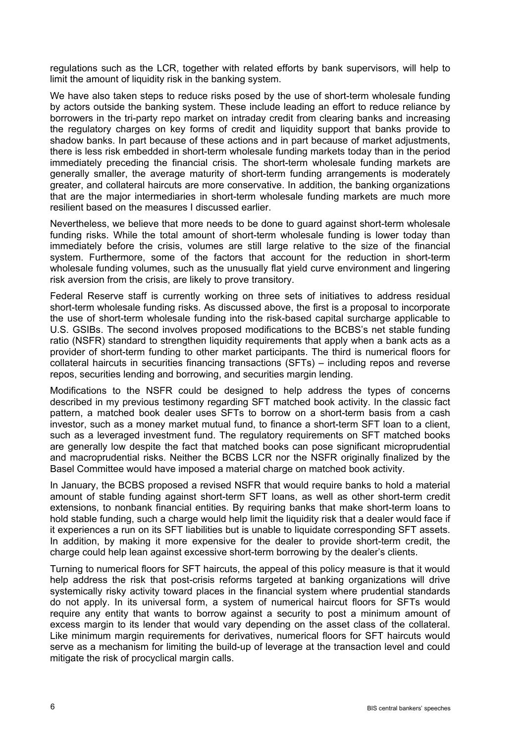regulations such as the LCR, together with related efforts by bank supervisors, will help to limit the amount of liquidity risk in the banking system.

We have also taken steps to reduce risks posed by the use of short-term wholesale funding by actors outside the banking system. These include leading an effort to reduce reliance by borrowers in the tri-party repo market on intraday credit from clearing banks and increasing the regulatory charges on key forms of credit and liquidity support that banks provide to shadow banks. In part because of these actions and in part because of market adjustments, there is less risk embedded in short-term wholesale funding markets today than in the period immediately preceding the financial crisis. The short-term wholesale funding markets are generally smaller, the average maturity of short-term funding arrangements is moderately greater, and collateral haircuts are more conservative. In addition, the banking organizations that are the major intermediaries in short-term wholesale funding markets are much more resilient based on the measures I discussed earlier.

Nevertheless, we believe that more needs to be done to guard against short-term wholesale funding risks. While the total amount of short-term wholesale funding is lower today than immediately before the crisis, volumes are still large relative to the size of the financial system. Furthermore, some of the factors that account for the reduction in short-term wholesale funding volumes, such as the unusually flat yield curve environment and lingering risk aversion from the crisis, are likely to prove transitory.

Federal Reserve staff is currently working on three sets of initiatives to address residual short-term wholesale funding risks. As discussed above, the first is a proposal to incorporate the use of short-term wholesale funding into the risk-based capital surcharge applicable to U.S. GSIBs. The second involves proposed modifications to the BCBS's net stable funding ratio (NSFR) standard to strengthen liquidity requirements that apply when a bank acts as a provider of short-term funding to other market participants. The third is numerical floors for collateral haircuts in securities financing transactions (SFTs) – including repos and reverse repos, securities lending and borrowing, and securities margin lending.

Modifications to the NSFR could be designed to help address the types of concerns described in my previous testimony regarding SFT matched book activity. In the classic fact pattern, a matched book dealer uses SFTs to borrow on a short-term basis from a cash investor, such as a money market mutual fund, to finance a short-term SFT loan to a client, such as a leveraged investment fund. The regulatory requirements on SFT matched books are generally low despite the fact that matched books can pose significant microprudential and macroprudential risks. Neither the BCBS LCR nor the NSFR originally finalized by the Basel Committee would have imposed a material charge on matched book activity.

In January, the BCBS proposed a revised NSFR that would require banks to hold a material amount of stable funding against short-term SFT loans, as well as other short-term credit extensions, to nonbank financial entities. By requiring banks that make short-term loans to hold stable funding, such a charge would help limit the liquidity risk that a dealer would face if it experiences a run on its SFT liabilities but is unable to liquidate corresponding SFT assets. In addition, by making it more expensive for the dealer to provide short-term credit, the charge could help lean against excessive short-term borrowing by the dealer's clients.

Turning to numerical floors for SFT haircuts, the appeal of this policy measure is that it would help address the risk that post-crisis reforms targeted at banking organizations will drive systemically risky activity toward places in the financial system where prudential standards do not apply. In its universal form, a system of numerical haircut floors for SFTs would require any entity that wants to borrow against a security to post a minimum amount of excess margin to its lender that would vary depending on the asset class of the collateral. Like minimum margin requirements for derivatives, numerical floors for SFT haircuts would serve as a mechanism for limiting the build-up of leverage at the transaction level and could mitigate the risk of procyclical margin calls.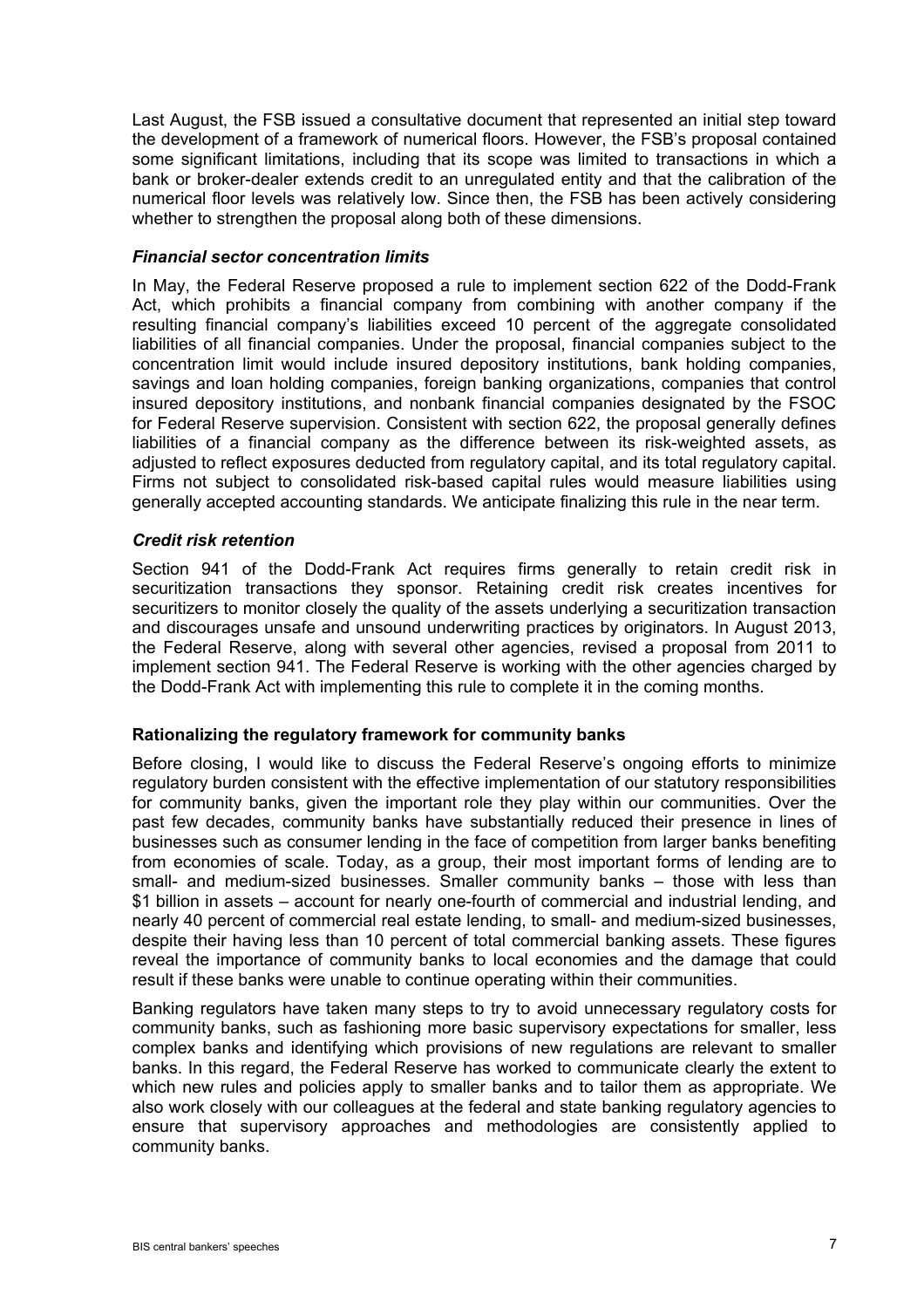Last August, the FSB issued a consultative document that represented an initial step toward the development of a framework of numerical floors. However, the FSB's proposal contained some significant limitations, including that its scope was limited to transactions in which a bank or broker-dealer extends credit to an unregulated entity and that the calibration of the numerical floor levels was relatively low. Since then, the FSB has been actively considering whether to strengthen the proposal along both of these dimensions.

***Financial sector concentration limits***

In May, the Federal Reserve proposed a rule to implement section 622 of the Dodd-Frank Act, which prohibits a financial company from combining with another company if the resulting financial company's liabilities exceed 10 percent of the aggregate consolidated liabilities of all financial companies. Under the proposal, financial companies subject to the concentration limit would include insured depository institutions, bank holding companies, savings and loan holding companies, foreign banking organizations, companies that control insured depository institutions, and nonbank financial companies designated by the FSOC for Federal Reserve supervision. Consistent with section 622, the proposal generally defines liabilities of a financial company as the difference between its risk-weighted assets, as adjusted to reflect exposures deducted from regulatory capital, and its total regulatory capital. Firms not subject to consolidated risk-based capital rules would measure liabilities using generally accepted accounting standards. We anticipate finalizing this rule in the near term.

***Credit risk retention***

Section 941 of the Dodd-Frank Act requires firms generally to retain credit risk in securitization transactions they sponsor. Retaining credit risk creates incentives for securitizers to monitor closely the quality of the assets underlying a securitization transaction and discourages unsafe and unsound underwriting practices by originators. In August 2013, the Federal Reserve, along with several other agencies, revised a proposal from 2011 to implement section 941. The Federal Reserve is working with the other agencies charged by the Dodd-Frank Act with implementing this rule to complete it in the coming months.

**Rationalizing the regulatory framework for community banks**

Before closing, I would like to discuss the Federal Reserve's ongoing efforts to minimize regulatory burden consistent with the effective implementation of our statutory responsibilities for community banks, given the important role they play within our communities. Over the past few decades, community banks have substantially reduced their presence in lines of businesses such as consumer lending in the face of competition from larger banks benefiting from economies of scale. Today, as a group, their most important forms of lending are to small- and medium-sized businesses. Smaller community banks – those with less than \$1 billion in assets – account for nearly one-fourth of commercial and industrial lending, and nearly 40 percent of commercial real estate lending, to small- and medium-sized businesses, despite their having less than 10 percent of total commercial banking assets. These figures reveal the importance of community banks to local economies and the damage that could result if these banks were unable to continue operating within their communities.

Banking regulators have taken many steps to try to avoid unnecessary regulatory costs for community banks, such as fashioning more basic supervisory expectations for smaller, less complex banks and identifying which provisions of new regulations are relevant to smaller banks. In this regard, the Federal Reserve has worked to communicate clearly the extent to which new rules and policies apply to smaller banks and to tailor them as appropriate. We also work closely with our colleagues at the federal and state banking regulatory agencies to ensure that supervisory approaches and methodologies are consistently applied to community banks.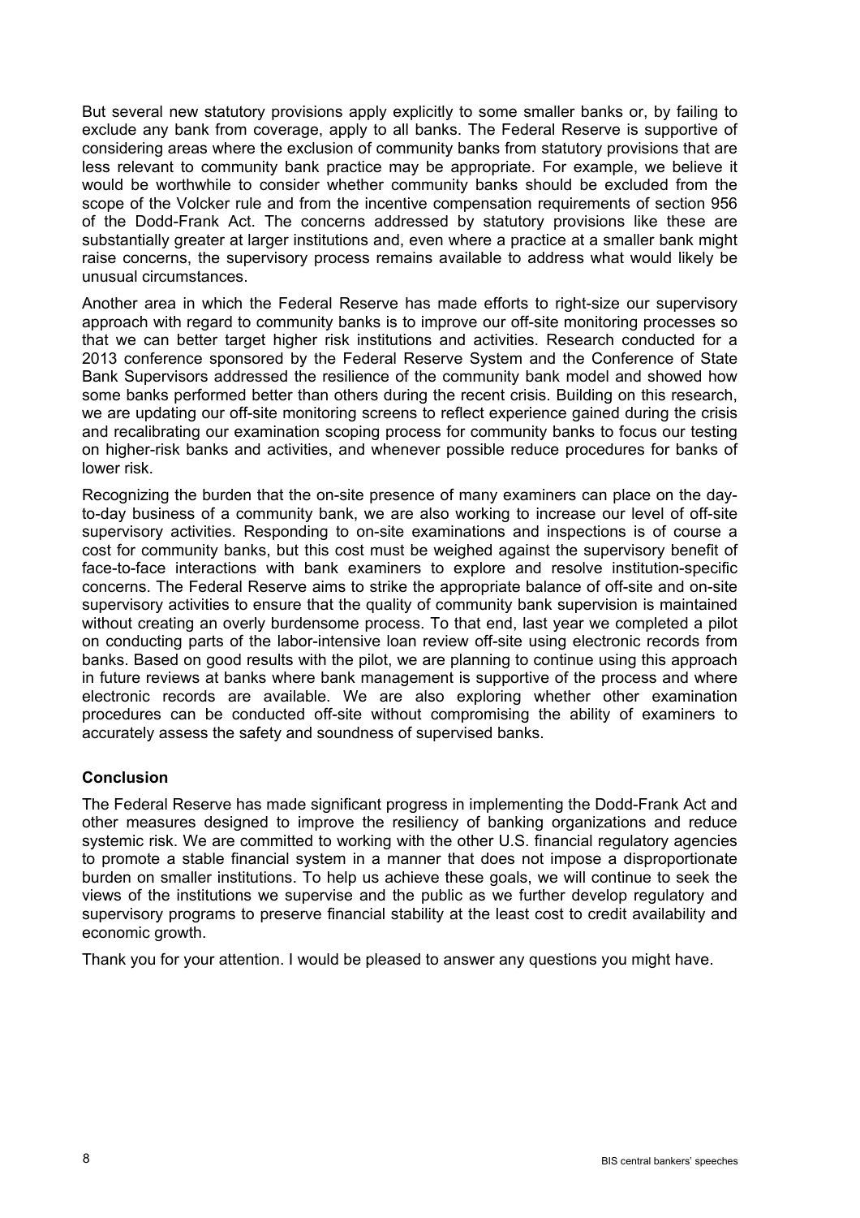But several new statutory provisions apply explicitly to some smaller banks or, by failing to exclude any bank from coverage, apply to all banks. The Federal Reserve is supportive of considering areas where the exclusion of community banks from statutory provisions that are less relevant to community bank practice may be appropriate. For example, we believe it would be worthwhile to consider whether community banks should be excluded from the scope of the Volcker rule and from the incentive compensation requirements of section 956 of the Dodd-Frank Act. The concerns addressed by statutory provisions like these are substantially greater at larger institutions and, even where a practice at a smaller bank might raise concerns, the supervisory process remains available to address what would likely be unusual circumstances.

Another area in which the Federal Reserve has made efforts to right-size our supervisory approach with regard to community banks is to improve our off-site monitoring processes so that we can better target higher risk institutions and activities. Research conducted for a 2013 conference sponsored by the Federal Reserve System and the Conference of State Bank Supervisors addressed the resilience of the community bank model and showed how some banks performed better than others during the recent crisis. Building on this research, we are updating our off-site monitoring screens to reflect experience gained during the crisis and recalibrating our examination scoping process for community banks to focus our testing on higher-risk banks and activities, and whenever possible reduce procedures for banks of lower risk.

Recognizing the burden that the on-site presence of many examiners can place on the day-to-day business of a community bank, we are also working to increase our level of off-site supervisory activities. Responding to on-site examinations and inspections is of course a cost for community banks, but this cost must be weighed against the supervisory benefit of face-to-face interactions with bank examiners to explore and resolve institution-specific concerns. The Federal Reserve aims to strike the appropriate balance of off-site and on-site supervisory activities to ensure that the quality of community bank supervision is maintained without creating an overly burdensome process. To that end, last year we completed a pilot on conducting parts of the labor-intensive loan review off-site using electronic records from banks. Based on good results with the pilot, we are planning to continue using this approach in future reviews at banks where bank management is supportive of the process and where electronic records are available. We are also exploring whether other examination procedures can be conducted off-site without compromising the ability of examiners to accurately assess the safety and soundness of supervised banks.

## Conclusion

The Federal Reserve has made significant progress in implementing the Dodd-Frank Act and other measures designed to improve the resiliency of banking organizations and reduce systemic risk. We are committed to working with the other U.S. financial regulatory agencies to promote a stable financial system in a manner that does not impose a disproportionate burden on smaller institutions. To help us achieve these goals, we will continue to seek the views of the institutions we supervise and the public as we further develop regulatory and supervisory programs to preserve financial stability at the least cost to credit availability and economic growth.

Thank you for your attention. I would be pleased to answer any questions you might have.